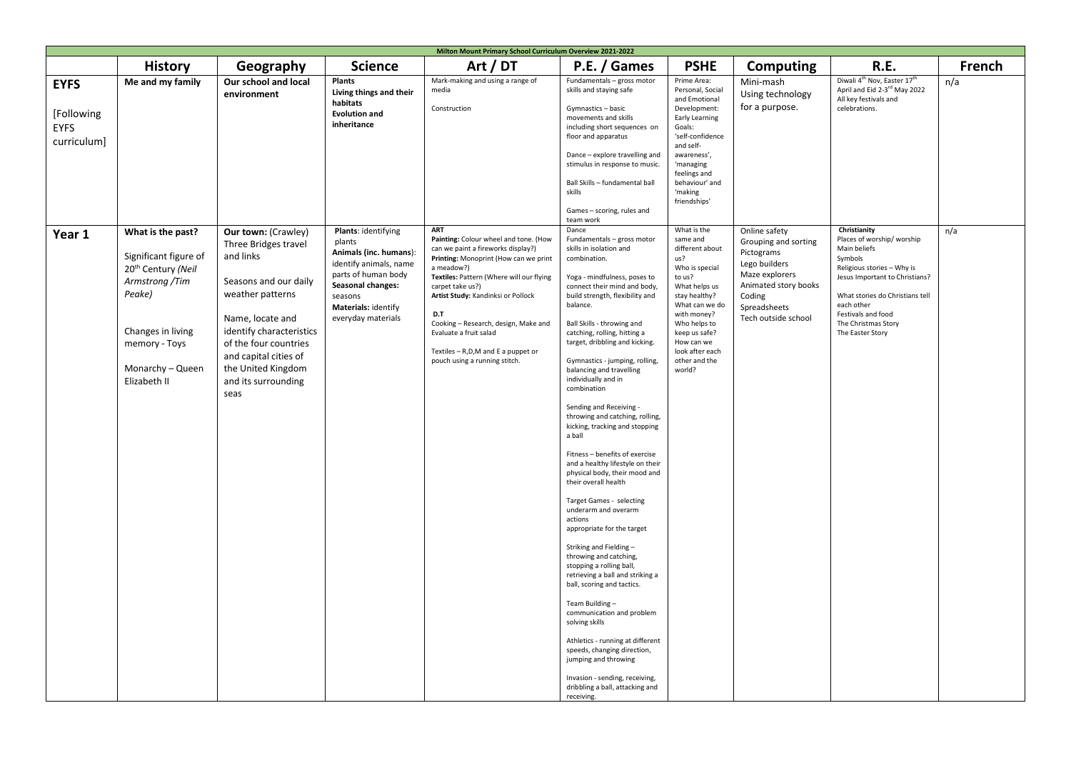| Milton Mount Primary School Curriculum Overview 2021-2022 | | | | | | | | | |
|---|---|---|---|---|---|---|---|---|---|
| | **History** | **Geography** | **Science** | **Art / DT** | **P.E. / Games** | **PSHE** | **Computing** | **R.E.** | **French** |
| **EYFS**<br><br>[Following EYFS curriculum] | **Me and my family** | **Our school and local environment** | **Plants**<br>**Living things and their habitats**<br>**Evolution and inheritance** | Mark-making and using a range of media<br><br>Construction | Fundamentals – gross motor skills and staying safe<br><br>Gymnastics – basic movements and skills including short sequences on floor and apparatus<br><br>Dance – explore travelling and stimulus in response to music.<br><br>Ball Skills – fundamental ball skills<br><br>Games – scoring, rules and team work | Prime Area: Personal, Social and Emotional Development: Early Learning Goals: 'self-confidence and self-awareness', 'managing feelings and behaviour' and 'making friendships' | Mini-mash<br>Using technology for a purpose. | Diwali 4th Nov, Easter 17th April and Eid 2-3rd May 2022<br>All key festivals and celebrations. | n/a |
| **Year 1** | **What is the past?**<br><br>Significant figure of 20th Century *(Neil Armstrong /Tim Peake)*<br><br>Changes in living memory - Toys<br><br>Monarchy – Queen Elizabeth II | **Our town:** (Crawley) Three Bridges travel and links<br><br>Seasons and our daily weather patterns<br><br>Name, locate and identify characteristics of the four countries and capital cities of the United Kingdom and its surrounding seas | **Plants**: identifying plants<br>**Animals (inc. humans)**: identify animals, name parts of human body<br>**Seasonal changes:** seasons<br>**Materials:** identify everyday materials | **ART**<br>**Painting:** Colour wheel and tone. (How can we paint a fireworks display?)<br>**Printing:** Monoprint (How can we print a meadow?)<br>**Textiles:** Pattern (Where will our flying carpet take us?)<br>**Artist Study:** Kandinksi or Pollock<br><br>**D.T**<br>Cooking – Research, design, Make and Evaluate a fruit salad<br><br>Textiles – R,D,M and E a puppet or pouch using a running stitch. | Dance<br>Fundamentals – gross motor skills in isolation and combination.<br><br>Yoga - mindfulness, poses to connect their mind and body, build strength, flexibility and balance.<br><br>Ball Skills - throwing and catching, rolling, hitting a target, dribbling and kicking.<br><br>Gymnastics - jumping, rolling, balancing and travelling individually and in combination<br><br>Sending and Receiving - throwing and catching, rolling, kicking, tracking and stopping a ball<br><br>Fitness – benefits of exercise and a healthy lifestyle on their physical body, their mood and their overall health<br><br>Target Games - selecting underarm and overarm actions appropriate for the target<br><br>Striking and Fielding – throwing and catching, stopping a rolling ball, retrieving a ball and striking a ball, scoring and tactics.<br><br>Team Building – communication and problem solving skills<br><br>Athletics - running at different speeds, changing direction, jumping and throwing<br><br>Invasion - sending, receiving, dribbling a ball, attacking and receiving. | What is the same and different about us?<br>Who is special to us?<br>What helps us stay healthy?<br>What can we do with money?<br>Who helps to keep us safe?<br>How can we look after each other and the world? | Online safety<br>Grouping and sorting<br>Pictograms<br>Lego builders<br>Maze explorers<br>Animated story books<br>Coding<br>Spreadsheets<br>Tech outside school | **Christianity**<br>Places of worship/ worship<br>Main beliefs<br>Symbols<br>Religious stories – Why is Jesus Important to Christians?<br><br>What stories do Christians tell each other<br>Festivals and food<br>The Christmas Story<br>The Easter Story | n/a |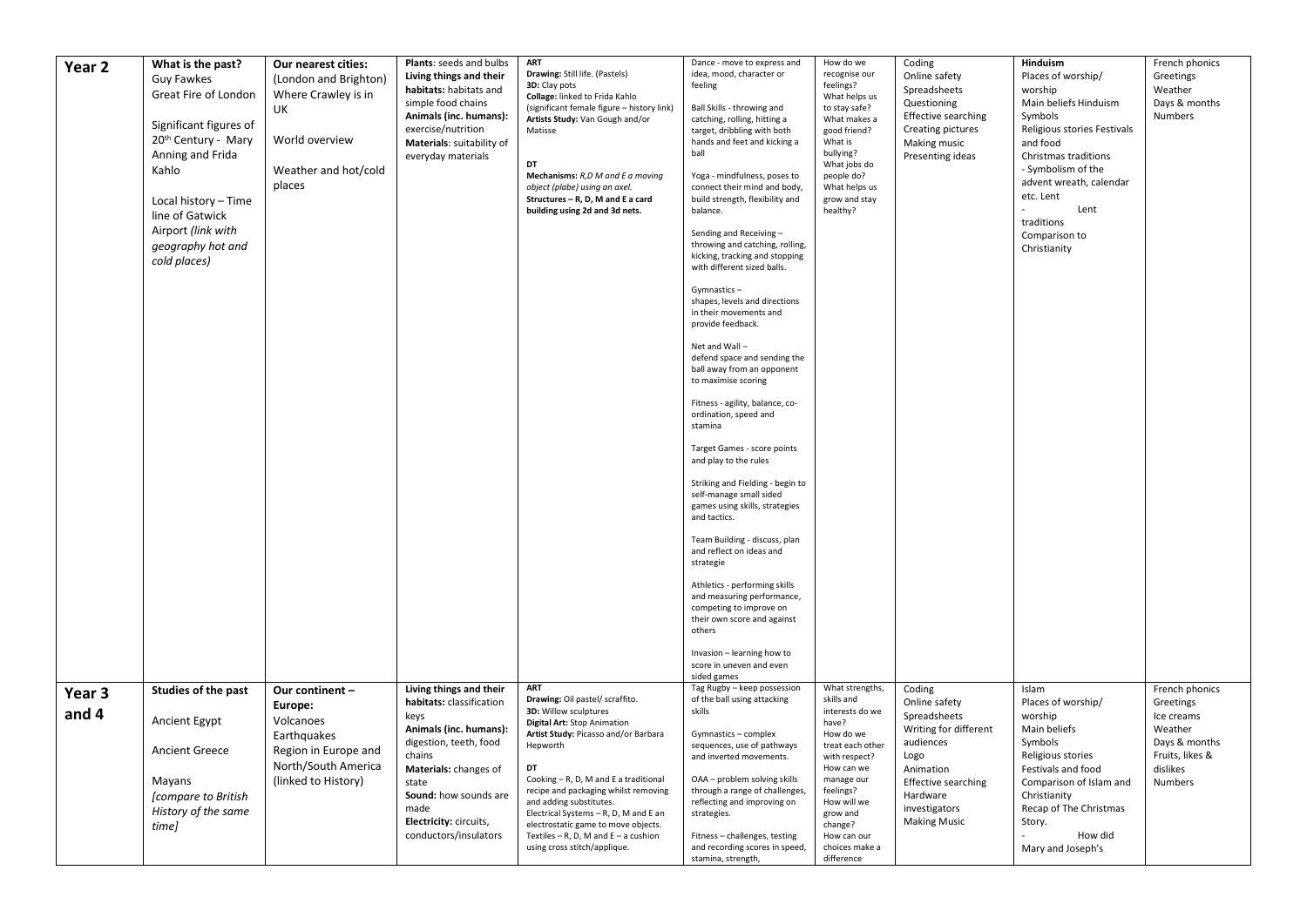| Year 2 | **What is the past?**<br>Guy Fawkes<br>Great Fire of London<br><br>Significant figures of 20th Century - Mary Anning and Frida Kahlo<br><br>Local history – Time line of Gatwick Airport *(link with geography hot and cold places)* | **Our nearest cities:** (London and Brighton)<br>Where Crawley is in UK<br><br>World overview<br><br>Weather and hot/cold places | **Plants**: seeds and bulbs<br>**Living things and their habitats:** habitats and simple food chains<br>**Animals (inc. humans):** exercise/nutrition<br>**Materials**: suitability of everyday materials | **ART**<br>**Drawing:** Still life. (Pastels)<br>**3D:** Clay pots<br>**Collage:** linked to Frida Kahlo (significant female figure – history link)<br>**Artists Study:** Van Gough and/or Matisse<br><br>**DT**<br>**Mechanisms:** *R,D M and E a moving object (plabe) using an axel.*<br>**Structures – R, D, M and E a card building using 2d and 3d nets.** | Dance - move to express and idea, mood, character or feeling<br><br>Ball Skills - throwing and catching, rolling, hitting a target, dribbling with both hands and feet and kicking a ball<br><br>Yoga - mindfulness, poses to connect their mind and body, build strength, flexibility and balance.<br><br>Sending and Receiving – throwing and catching, rolling, kicking, tracking and stopping with different sized balls.<br><br>Gymnastics – shapes, levels and directions in their movements and provide feedback.<br><br>Net and Wall – defend space and sending the ball away from an opponent to maximise scoring<br><br>Fitness - agility, balance, co-ordination, speed and stamina<br><br>Target Games - score points and play to the rules<br><br>Striking and Fielding - begin to self-manage small sided games using skills, strategies and tactics.<br><br>Team Building - discuss, plan and reflect on ideas and strategie<br><br>Athletics - performing skills and measuring performance, competing to improve on their own score and against others<br><br>Invasion – learning how to score in uneven and even sided games | How do we recognise our feelings?<br>What helps us to stay safe?<br>What makes a good friend?<br>What is bullying?<br>What jobs do people do?<br>What helps us grow and stay healthy? | Coding<br>Online safety<br>Spreadsheets<br>Questioning<br>Effective searching<br>Creating pictures<br>Making music<br>Presenting ideas | **Hinduism**<br>Places of worship/ worship<br>Main beliefs Hinduism<br>Symbols<br>Religious stories Festivals and food<br>Christmas traditions<br>- Symbolism of the advent wreath, calendar etc. Lent<br>- Lent traditions<br>Comparison to Christianity | French phonics<br>Greetings<br>Weather<br>Days & months<br>Numbers |
|---|---|---|---|---|---|---|---|---|---|
| Year 3 and 4 | **Studies of the past**<br><br>Ancient Egypt<br><br>Ancient Greece<br><br>Mayans<br>*[compare to British History of the same time]* | **Our continent – Europe:**<br>Volcanoes<br>Earthquakes<br>Region in Europe and North/South America (linked to History) | **Living things and their habitats:** classification keys<br>**Animals (inc. humans):** digestion, teeth, food chains<br>**Materials:** changes of state<br>**Sound:** how sounds are made<br>**Electricity:** circuits, conductors/insulators | **ART**<br>**Drawing:** Oil pastel/ scraffito.<br>**3D:** Willow sculptures<br>**Digital Art:** Stop Animation<br>**Artist Study:** Picasso and/or Barbara Hepworth<br><br>**DT**<br>Cooking – R, D, M and E a traditional recipe and packaging whilst removing and adding substitutes.<br>Electrical Systems – R, D, M and E an electrostatic game to move objects.<br>Textiles – R, D, M and E – a cushion using cross stitch/applique. | Tag Rugby – keep possession of the ball using attacking skills<br><br>Gymnastics – complex sequences, use of pathways and inverted movements.<br><br>OAA – problem solving skills through a range of challenges, reflecting and improving on strategies.<br><br>Fitness – challenges, testing and recording scores in speed, stamina, strength, | What strengths, skills and interests do we have?<br>How do we treat each other with respect?<br>How can we manage our feelings?<br>How will we grow and change?<br>How can our choices make a difference | Coding<br>Online safety<br>Spreadsheets<br>Writing for different audiences<br>Logo<br>Animation<br>Effective searching<br>Hardware investigators<br>Making Music | Islam<br>Places of worship/ worship<br>Main beliefs<br>Symbols<br>Religious stories<br>Festivals and food<br>Comparison of Islam and Christianity<br>Recap of The Christmas Story.<br>- How did Mary and Joseph's | French phonics<br>Greetings<br>Ice creams<br>Weather<br>Days & months<br>Fruits, likes & dislikes<br>Numbers |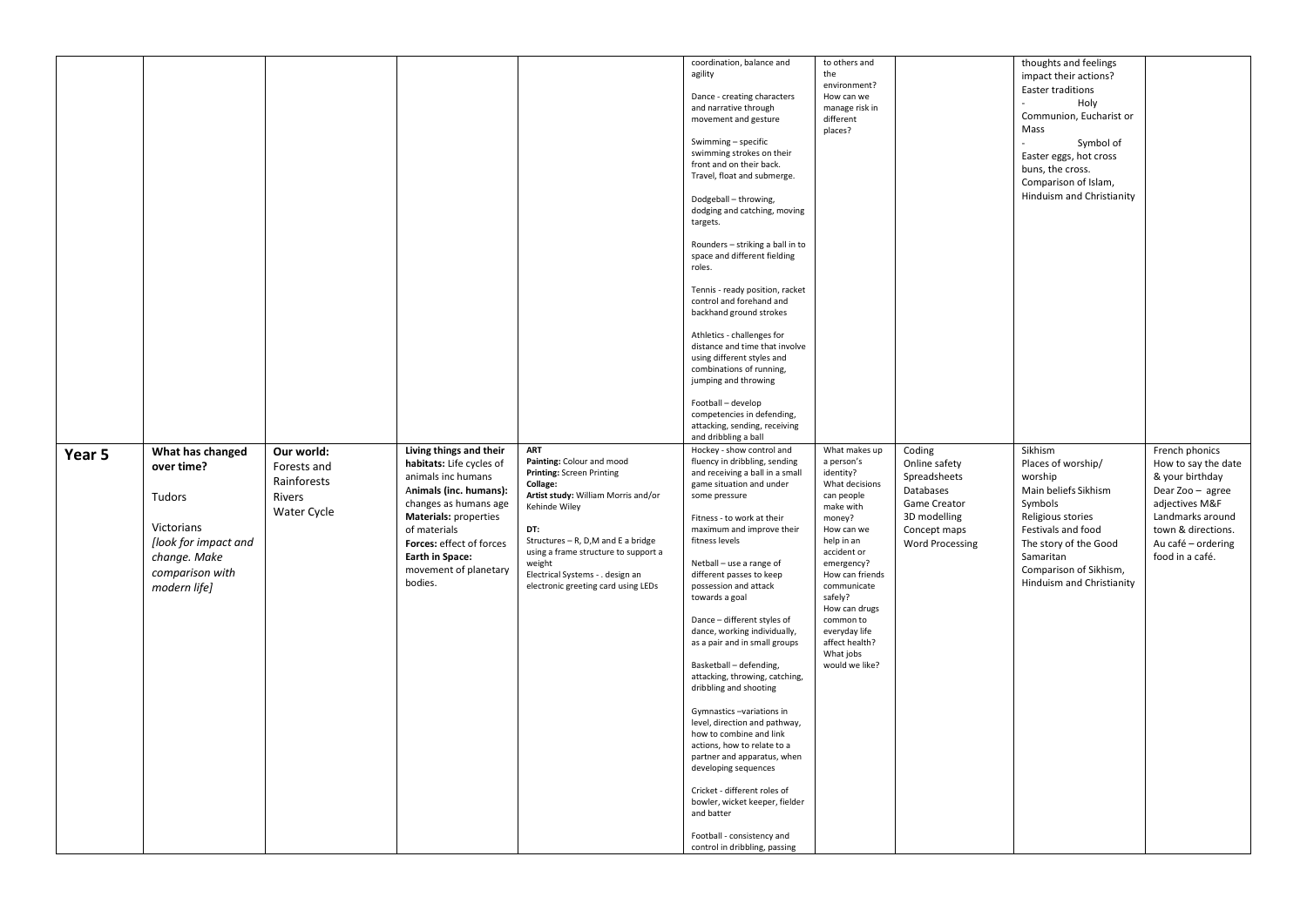| | | | | | | | | | |
|---|---|---|---|---|---|---|---|---|---|
| | | | | | coordination, balance and agility<br><br>Dance - creating characters and narrative through movement and gesture<br><br>Swimming – specific swimming strokes on their front and on their back. Travel, float and submerge.<br><br>Dodgeball – throwing, dodging and catching, moving targets.<br><br>Rounders – striking a ball in to space and different fielding roles.<br><br>Tennis - ready position, racket control and forehand and backhand ground strokes<br><br>Athletics - challenges for distance and time that involve using different styles and combinations of running, jumping and throwing<br><br>Football – develop competencies in defending, attacking, sending, receiving and dribbling a ball | to others and the environment?<br>How can we manage risk in different places? | | thoughts and feelings impact their actions?<br>Easter traditions<br>- Holy Communion, Eucharist or Mass<br>- Symbol of Easter eggs, hot cross buns, the cross.<br>Comparison of Islam, Hinduism and Christianity | |
| **Year 5** | **What has changed over time?**<br><br>Tudors<br><br>Victorians<br>*[look for impact and change. Make comparison with modern life]* | **Our world:**<br>Forests and Rainforests<br>Rivers<br>Water Cycle | **Living things and their habitats:** Life cycles of animals inc humans<br>**Animals (inc. humans):** changes as humans age<br>**Materials:** properties of materials<br>**Forces:** effect of forces<br>**Earth in Space:** movement of planetary bodies. | **ART**<br>**Painting:** Colour and mood<br>**Printing:** Screen Printing<br>**Collage:**<br>**Artist study:** William Morris and/or Kehinde Wiley<br><br>**DT:**<br>Structures – R, D,M and E a bridge using a frame structure to support a weight<br>Electrical Systems - . design an electronic greeting card using LEDs | Hockey - show control and fluency in dribbling, sending and receiving a ball in a small game situation and under some pressure<br><br>Fitness - to work at their maximum and improve their fitness levels<br><br>Netball – use a range of different passes to keep possession and attack towards a goal<br><br>Dance – different styles of dance, working individually, as a pair and in small groups<br><br>Basketball – defending, attacking, throwing, catching, dribbling and shooting<br><br>Gymnastics –variations in level, direction and pathway, how to combine and link actions, how to relate to a partner and apparatus, when developing sequences<br><br>Cricket - different roles of bowler, wicket keeper, fielder and batter<br><br>Football - consistency and control in dribbling, passing | What makes up a person's identity?<br>What decisions can people make with money?<br>How can we help in an accident or emergency?<br>How can friends communicate safely?<br>How can drugs common to everyday life affect health?<br>What jobs would we like? | Coding<br>Online safety<br>Spreadsheets<br>Databases<br>Game Creator<br>3D modelling<br>Concept maps<br>Word Processing | Sikhism<br>Places of worship/ worship<br>Main beliefs Sikhism<br>Symbols<br>Religious stories<br>Festivals and food<br>The story of the Good Samaritan<br>Comparison of Sikhism, Hinduism and Christianity | French phonics<br>How to say the date & your birthday<br>Dear Zoo – agree adjectives M&F<br>Landmarks around town & directions.<br>Au café – ordering food in a café. |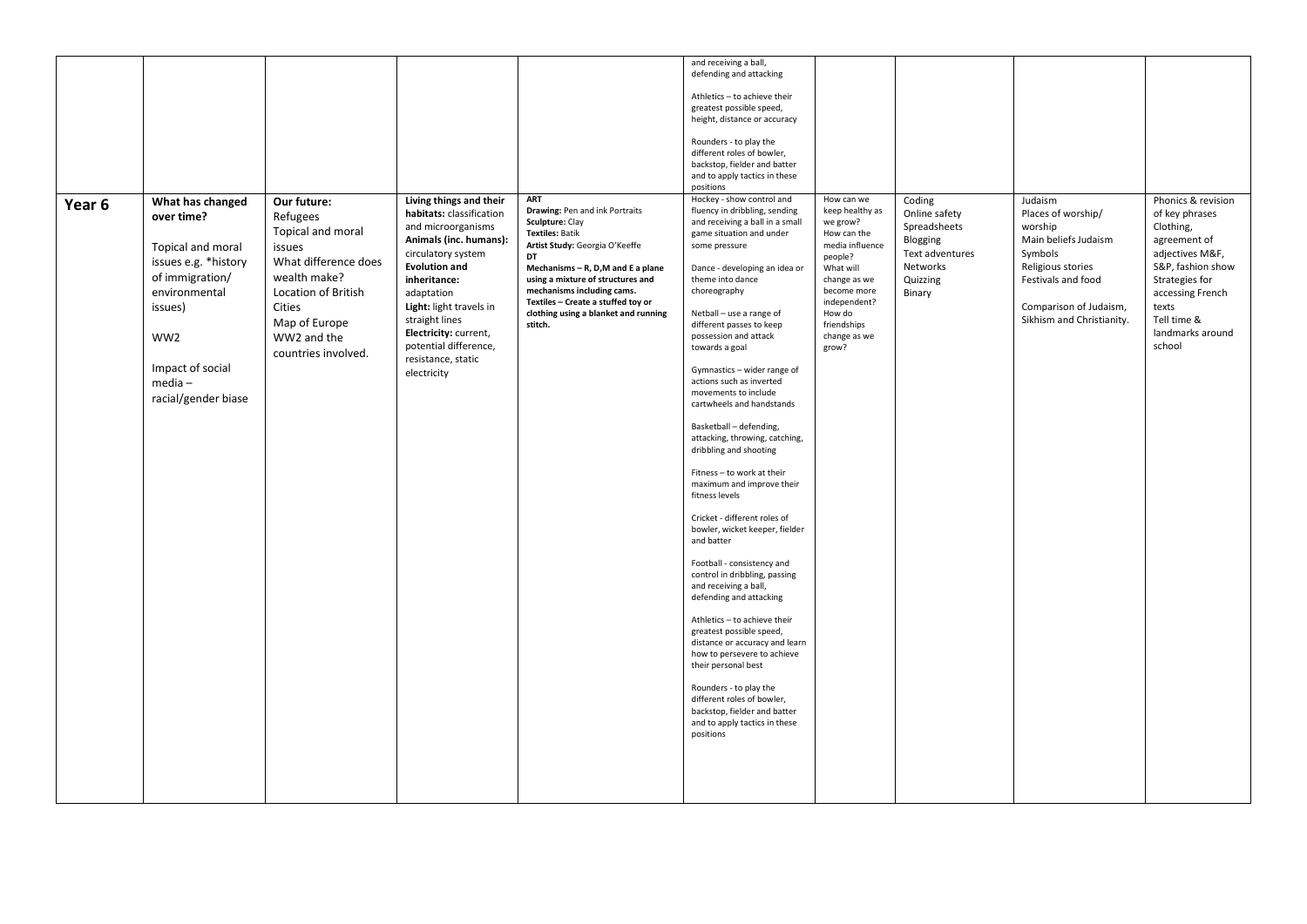| | | | | | | | | | |
|---|---|---|---|---|---|---|---|---|---|
| | | | | | and receiving a ball, defending and attacking<br><br>Athletics – to achieve their greatest possible speed, height, distance or accuracy<br><br>Rounders - to play the different roles of bowler, backstop, fielder and batter and to apply tactics in these positions | | | | |
| **Year 6** | **What has changed over time?**<br><br>Topical and moral issues e.g. *history of immigration/ environmental issues)<br><br>WW2<br><br>Impact of social media – racial/gender biase | **Our future:**<br>Refugees<br>Topical and moral issues<br>What difference does wealth make?<br>Location of British Cities<br>Map of Europe<br>WW2 and the countries involved. | **Living things and their habitats:** classification and microorganisms<br>**Animals (inc. humans):** circulatory system<br>**Evolution and inheritance:** adaptation<br>**Light:** light travels in straight lines<br>**Electricity:** current, potential difference, resistance, static electricity | **ART**<br>**Drawing:** Pen and ink Portraits<br>**Sculpture:** Clay<br>**Textiles:** Batik<br>**Artist Study:** Georgia O'Keeffe<br>**DT**<br>**Mechanisms – R, D,M and E a plane using a mixture of structures and mechanisms including cams.**<br>**Textiles – Create a stuffed toy or clothing using a blanket and running stitch.** | Hockey - show control and fluency in dribbling, sending and receiving a ball in a small game situation and under some pressure<br><br>Dance - developing an idea or theme into dance choreography<br><br>Netball – use a range of different passes to keep possession and attack towards a goal<br><br>Gymnastics – wider range of actions such as inverted movements to include cartwheels and handstands<br><br>Basketball – defending, attacking, throwing, catching, dribbling and shooting<br><br>Fitness – to work at their maximum and improve their fitness levels<br><br>Cricket - different roles of bowler, wicket keeper, fielder and batter<br><br>Football - consistency and control in dribbling, passing and receiving a ball, defending and attacking<br><br>Athletics – to achieve their greatest possible speed, distance or accuracy and learn how to persevere to achieve their personal best<br><br>Rounders - to play the different roles of bowler, backstop, fielder and batter and to apply tactics in these positions | How can we keep healthy as we grow?<br>How can the media influence people?<br>What will change as we become more independent?<br>How do friendships change as we grow? | Coding<br>Online safety<br>Spreadsheets<br>Blogging<br>Text adventures<br>Networks<br>Quizzing<br>Binary | Judaism<br>Places of worship/ worship<br>Main beliefs Judaism<br>Symbols<br>Religious stories<br>Festivals and food<br><br>Comparison of Judaism, Sikhism and Christianity. | Phonics & revision of key phrases<br>Clothing, agreement of adjectives M&F, S&P, fashion show<br>Strategies for accessing French texts<br>Tell time & landmarks around school |